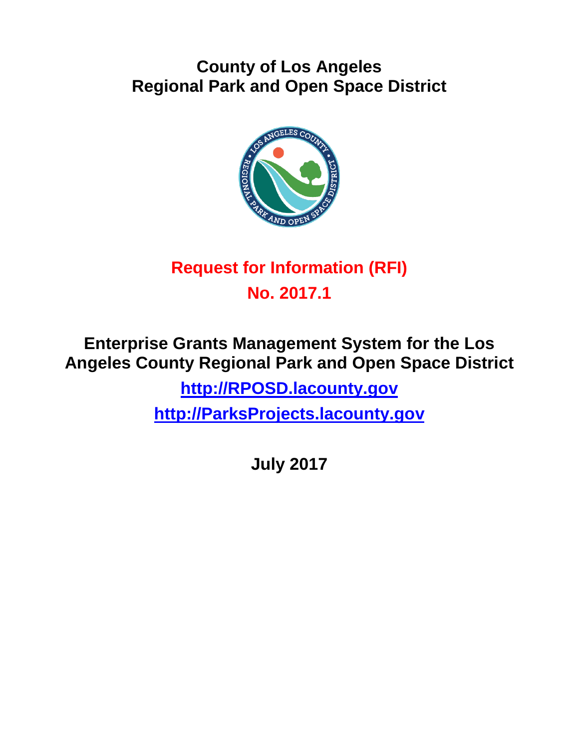# County of Los Angeles
# Regional Park and Open Space District

## Request for Information (RFI)
## No. 2017.1

## Enterprise Grants Management System for the Los Angeles County Regional Park and Open Space District

**http://RPOSD.lacounty.gov**

**http://ParksProjects.lacounty.gov**

**July 2017**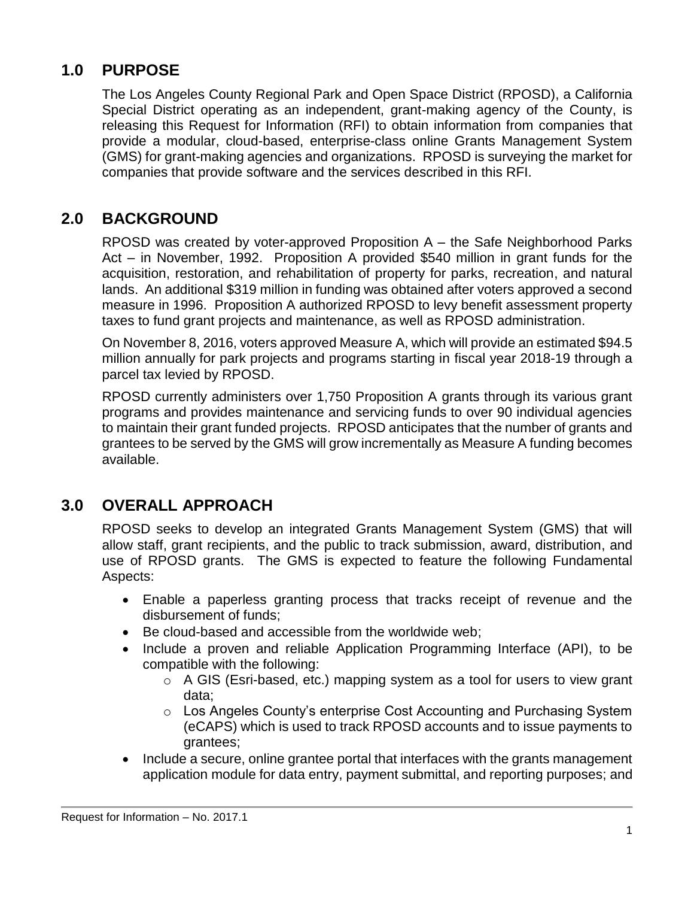## 1.0 PURPOSE

The Los Angeles County Regional Park and Open Space District (RPOSD), a California Special District operating as an independent, grant-making agency of the County, is releasing this Request for Information (RFI) to obtain information from companies that provide a modular, cloud-based, enterprise-class online Grants Management System (GMS) for grant-making agencies and organizations. RPOSD is surveying the market for companies that provide software and the services described in this RFI.

## 2.0 BACKGROUND

RPOSD was created by voter-approved Proposition A – the Safe Neighborhood Parks Act – in November, 1992. Proposition A provided $540 million in grant funds for the acquisition, restoration, and rehabilitation of property for parks, recreation, and natural lands. An additional $319 million in funding was obtained after voters approved a second measure in 1996. Proposition A authorized RPOSD to levy benefit assessment property taxes to fund grant projects and maintenance, as well as RPOSD administration.

On November 8, 2016, voters approved Measure A, which will provide an estimated $94.5 million annually for park projects and programs starting in fiscal year 2018-19 through a parcel tax levied by RPOSD.

RPOSD currently administers over 1,750 Proposition A grants through its various grant programs and provides maintenance and servicing funds to over 90 individual agencies to maintain their grant funded projects. RPOSD anticipates that the number of grants and grantees to be served by the GMS will grow incrementally as Measure A funding becomes available.

## 3.0 OVERALL APPROACH

RPOSD seeks to develop an integrated Grants Management System (GMS) that will allow staff, grant recipients, and the public to track submission, award, distribution, and use of RPOSD grants. The GMS is expected to feature the following Fundamental Aspects:

- Enable a paperless granting process that tracks receipt of revenue and the disbursement of funds;
- Be cloud-based and accessible from the worldwide web;
- Include a proven and reliable Application Programming Interface (API), to be compatible with the following:
  - A GIS (Esri-based, etc.) mapping system as a tool for users to view grant data;
  - Los Angeles County's enterprise Cost Accounting and Purchasing System (eCAPS) which is used to track RPOSD accounts and to issue payments to grantees;
- Include a secure, online grantee portal that interfaces with the grants management application module for data entry, payment submittal, and reporting purposes; and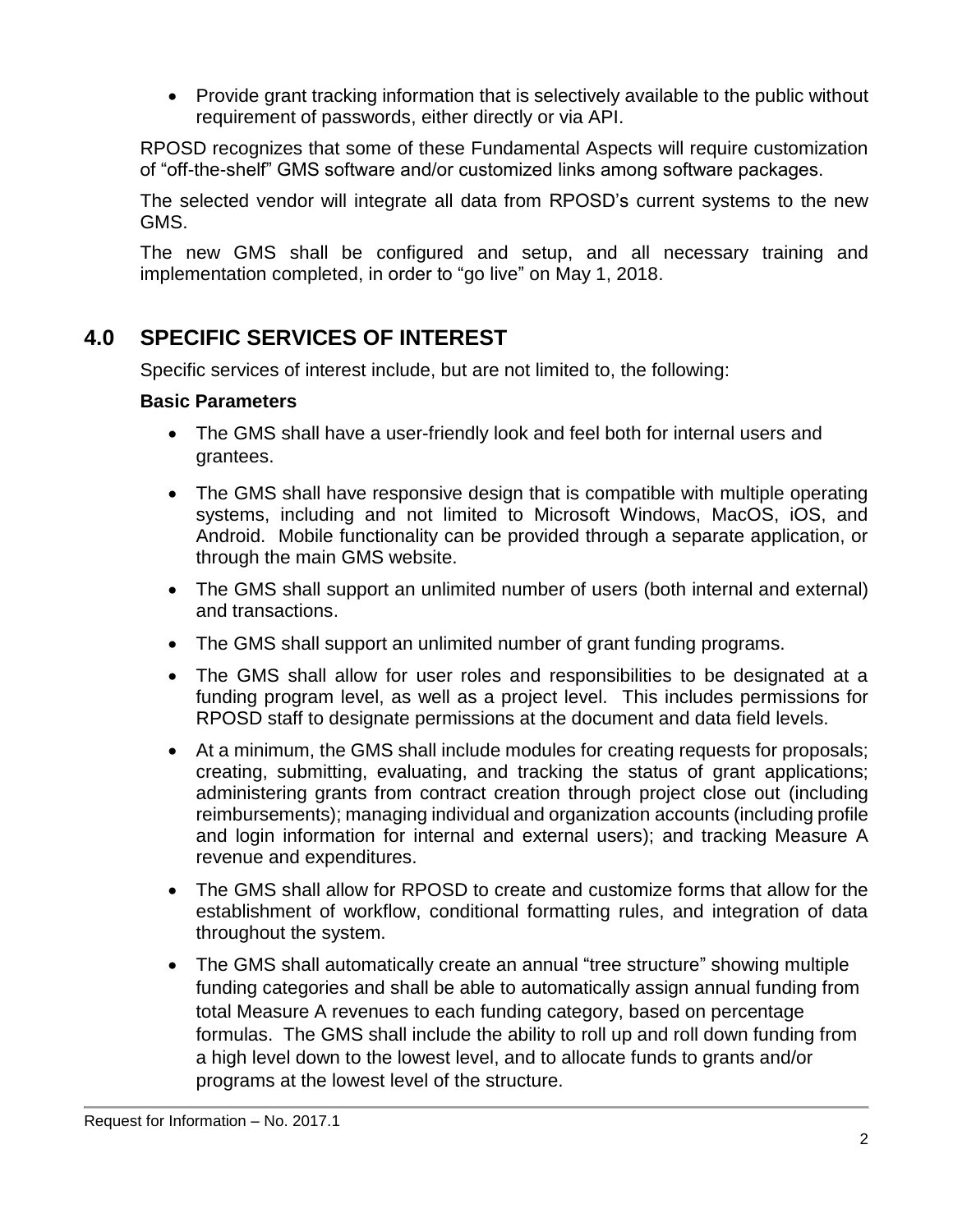- Provide grant tracking information that is selectively available to the public without requirement of passwords, either directly or via API.

RPOSD recognizes that some of these Fundamental Aspects will require customization of "off-the-shelf" GMS software and/or customized links among software packages.

The selected vendor will integrate all data from RPOSD's current systems to the new GMS.

The new GMS shall be configured and setup, and all necessary training and implementation completed, in order to "go live" on May 1, 2018.

## 4.0 SPECIFIC SERVICES OF INTEREST

Specific services of interest include, but are not limited to, the following:

**Basic Parameters**

- The GMS shall have a user-friendly look and feel both for internal users and grantees.
- The GMS shall have responsive design that is compatible with multiple operating systems, including and not limited to Microsoft Windows, MacOS, iOS, and Android. Mobile functionality can be provided through a separate application, or through the main GMS website.
- The GMS shall support an unlimited number of users (both internal and external) and transactions.
- The GMS shall support an unlimited number of grant funding programs.
- The GMS shall allow for user roles and responsibilities to be designated at a funding program level, as well as a project level. This includes permissions for RPOSD staff to designate permissions at the document and data field levels.
- At a minimum, the GMS shall include modules for creating requests for proposals; creating, submitting, evaluating, and tracking the status of grant applications; administering grants from contract creation through project close out (including reimbursements); managing individual and organization accounts (including profile and login information for internal and external users); and tracking Measure A revenue and expenditures.
- The GMS shall allow for RPOSD to create and customize forms that allow for the establishment of workflow, conditional formatting rules, and integration of data throughout the system.
- The GMS shall automatically create an annual "tree structure" showing multiple funding categories and shall be able to automatically assign annual funding from total Measure A revenues to each funding category, based on percentage formulas. The GMS shall include the ability to roll up and roll down funding from a high level down to the lowest level, and to allocate funds to grants and/or programs at the lowest level of the structure.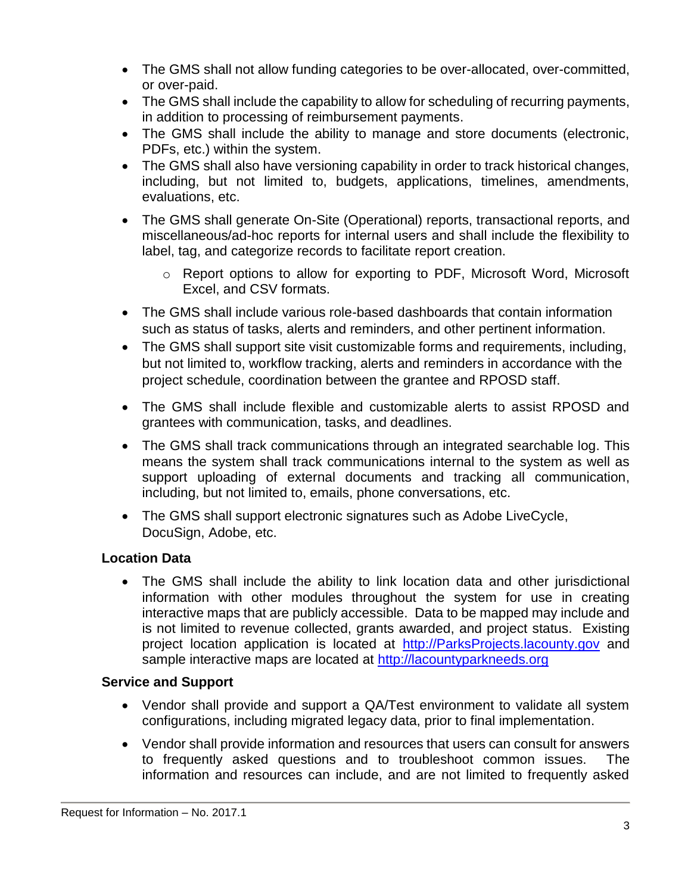- The GMS shall not allow funding categories to be over-allocated, over-committed, or over-paid.
- The GMS shall include the capability to allow for scheduling of recurring payments, in addition to processing of reimbursement payments.
- The GMS shall include the ability to manage and store documents (electronic, PDFs, etc.) within the system.
- The GMS shall also have versioning capability in order to track historical changes, including, but not limited to, budgets, applications, timelines, amendments, evaluations, etc.
- The GMS shall generate On-Site (Operational) reports, transactional reports, and miscellaneous/ad-hoc reports for internal users and shall include the flexibility to label, tag, and categorize records to facilitate report creation.
  - Report options to allow for exporting to PDF, Microsoft Word, Microsoft Excel, and CSV formats.
- The GMS shall include various role-based dashboards that contain information such as status of tasks, alerts and reminders, and other pertinent information.
- The GMS shall support site visit customizable forms and requirements, including, but not limited to, workflow tracking, alerts and reminders in accordance with the project schedule, coordination between the grantee and RPOSD staff.
- The GMS shall include flexible and customizable alerts to assist RPOSD and grantees with communication, tasks, and deadlines.
- The GMS shall track communications through an integrated searchable log. This means the system shall track communications internal to the system as well as support uploading of external documents and tracking all communication, including, but not limited to, emails, phone conversations, etc.
- The GMS shall support electronic signatures such as Adobe LiveCycle, DocuSign, Adobe, etc.

**Location Data**

- The GMS shall include the ability to link location data and other jurisdictional information with other modules throughout the system for use in creating interactive maps that are publicly accessible. Data to be mapped may include and is not limited to revenue collected, grants awarded, and project status. Existing project location application is located at [http://ParksProjects.lacounty.gov](http://ParksProjects.lacounty.gov) and sample interactive maps are located at [http://lacountyparkneeds.org](http://lacountyparkneeds.org)

**Service and Support**

- Vendor shall provide and support a QA/Test environment to validate all system configurations, including migrated legacy data, prior to final implementation.
- Vendor shall provide information and resources that users can consult for answers to frequently asked questions and to troubleshoot common issues. The information and resources can include, and are not limited to frequently asked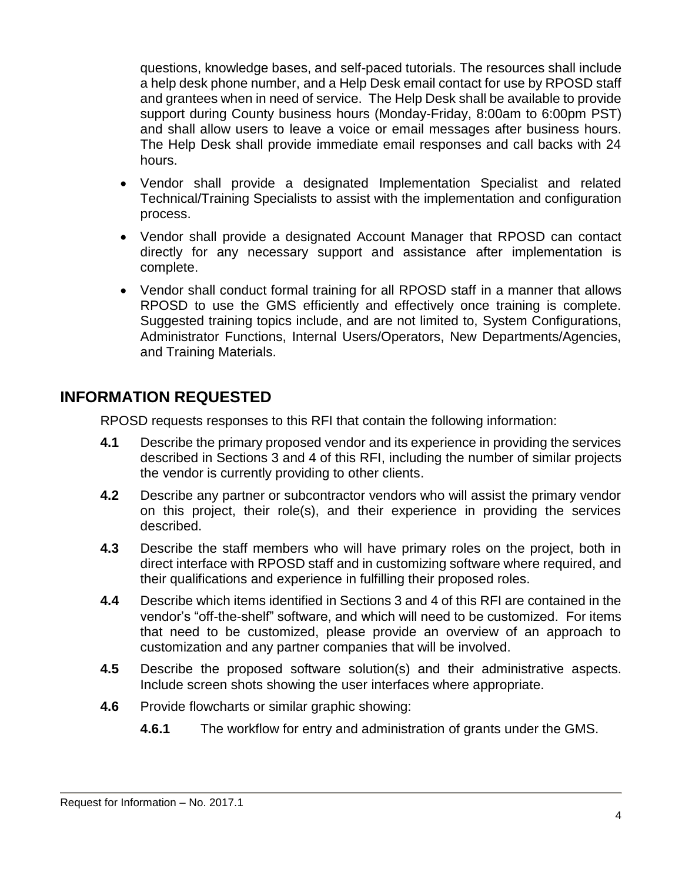questions, knowledge bases, and self-paced tutorials. The resources shall include a help desk phone number, and a Help Desk email contact for use by RPOSD staff and grantees when in need of service. The Help Desk shall be available to provide support during County business hours (Monday-Friday, 8:00am to 6:00pm PST) and shall allow users to leave a voice or email messages after business hours. The Help Desk shall provide immediate email responses and call backs with 24 hours.

- Vendor shall provide a designated Implementation Specialist and related Technical/Training Specialists to assist with the implementation and configuration process.
- Vendor shall provide a designated Account Manager that RPOSD can contact directly for any necessary support and assistance after implementation is complete.
- Vendor shall conduct formal training for all RPOSD staff in a manner that allows RPOSD to use the GMS efficiently and effectively once training is complete. Suggested training topics include, and are not limited to, System Configurations, Administrator Functions, Internal Users/Operators, New Departments/Agencies, and Training Materials.

## INFORMATION REQUESTED

RPOSD requests responses to this RFI that contain the following information:

**4.1** Describe the primary proposed vendor and its experience in providing the services described in Sections 3 and 4 of this RFI, including the number of similar projects the vendor is currently providing to other clients.

**4.2** Describe any partner or subcontractor vendors who will assist the primary vendor on this project, their role(s), and their experience in providing the services described.

**4.3** Describe the staff members who will have primary roles on the project, both in direct interface with RPOSD staff and in customizing software where required, and their qualifications and experience in fulfilling their proposed roles.

**4.4** Describe which items identified in Sections 3 and 4 of this RFI are contained in the vendor's "off-the-shelf" software, and which will need to be customized. For items that need to be customized, please provide an overview of an approach to customization and any partner companies that will be involved.

**4.5** Describe the proposed software solution(s) and their administrative aspects. Include screen shots showing the user interfaces where appropriate.

**4.6** Provide flowcharts or similar graphic showing:

**4.6.1** The workflow for entry and administration of grants under the GMS.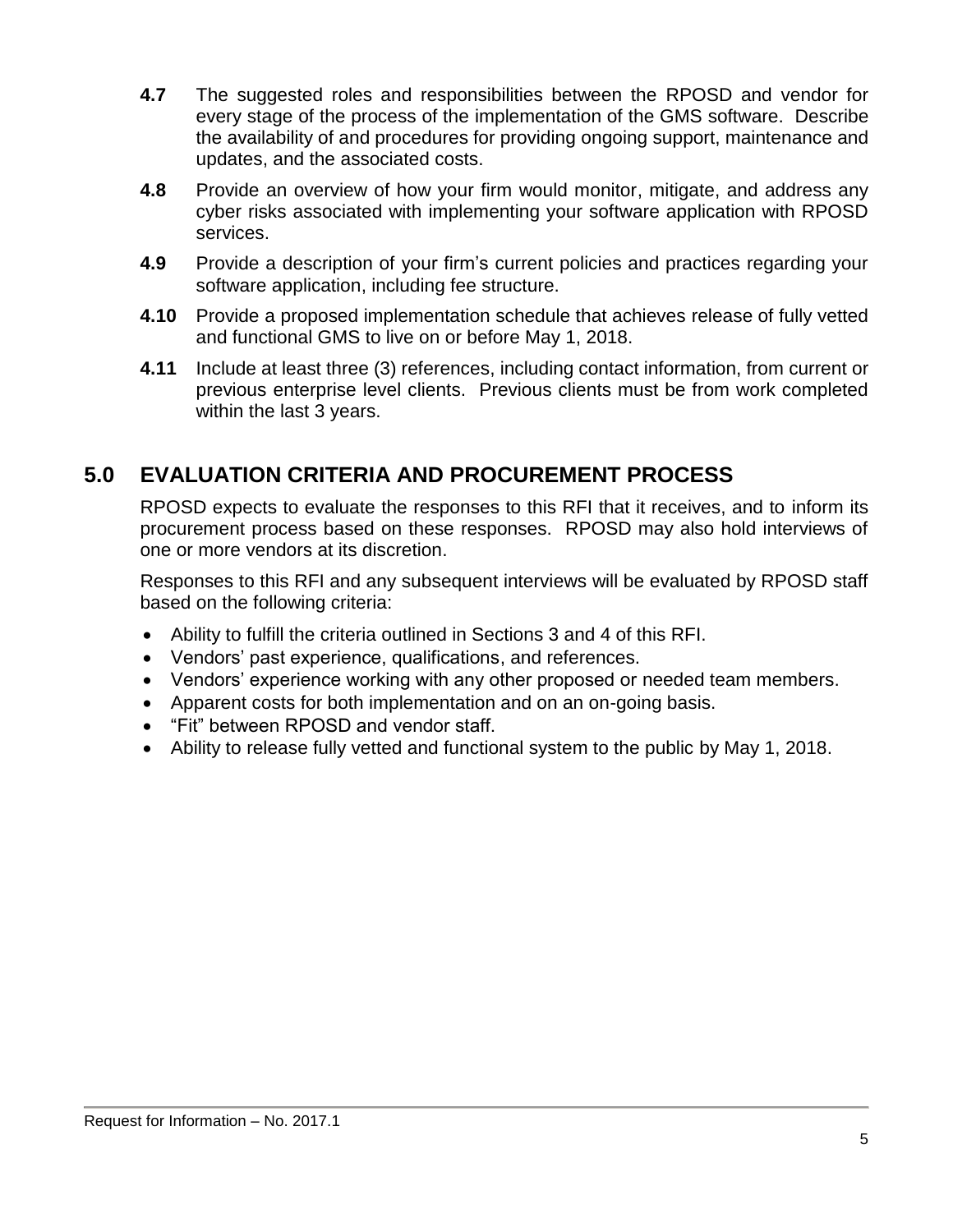**4.7** The suggested roles and responsibilities between the RPOSD and vendor for every stage of the process of the implementation of the GMS software. Describe the availability of and procedures for providing ongoing support, maintenance and updates, and the associated costs.

**4.8** Provide an overview of how your firm would monitor, mitigate, and address any cyber risks associated with implementing your software application with RPOSD services.

**4.9** Provide a description of your firm's current policies and practices regarding your software application, including fee structure.

**4.10** Provide a proposed implementation schedule that achieves release of fully vetted and functional GMS to live on or before May 1, 2018.

**4.11** Include at least three (3) references, including contact information, from current or previous enterprise level clients. Previous clients must be from work completed within the last 3 years.

## 5.0 EVALUATION CRITERIA AND PROCUREMENT PROCESS

RPOSD expects to evaluate the responses to this RFI that it receives, and to inform its procurement process based on these responses. RPOSD may also hold interviews of one or more vendors at its discretion.

Responses to this RFI and any subsequent interviews will be evaluated by RPOSD staff based on the following criteria:

- Ability to fulfill the criteria outlined in Sections 3 and 4 of this RFI.
- Vendors' past experience, qualifications, and references.
- Vendors' experience working with any other proposed or needed team members.
- Apparent costs for both implementation and on an on-going basis.
- "Fit" between RPOSD and vendor staff.
- Ability to release fully vetted and functional system to the public by May 1, 2018.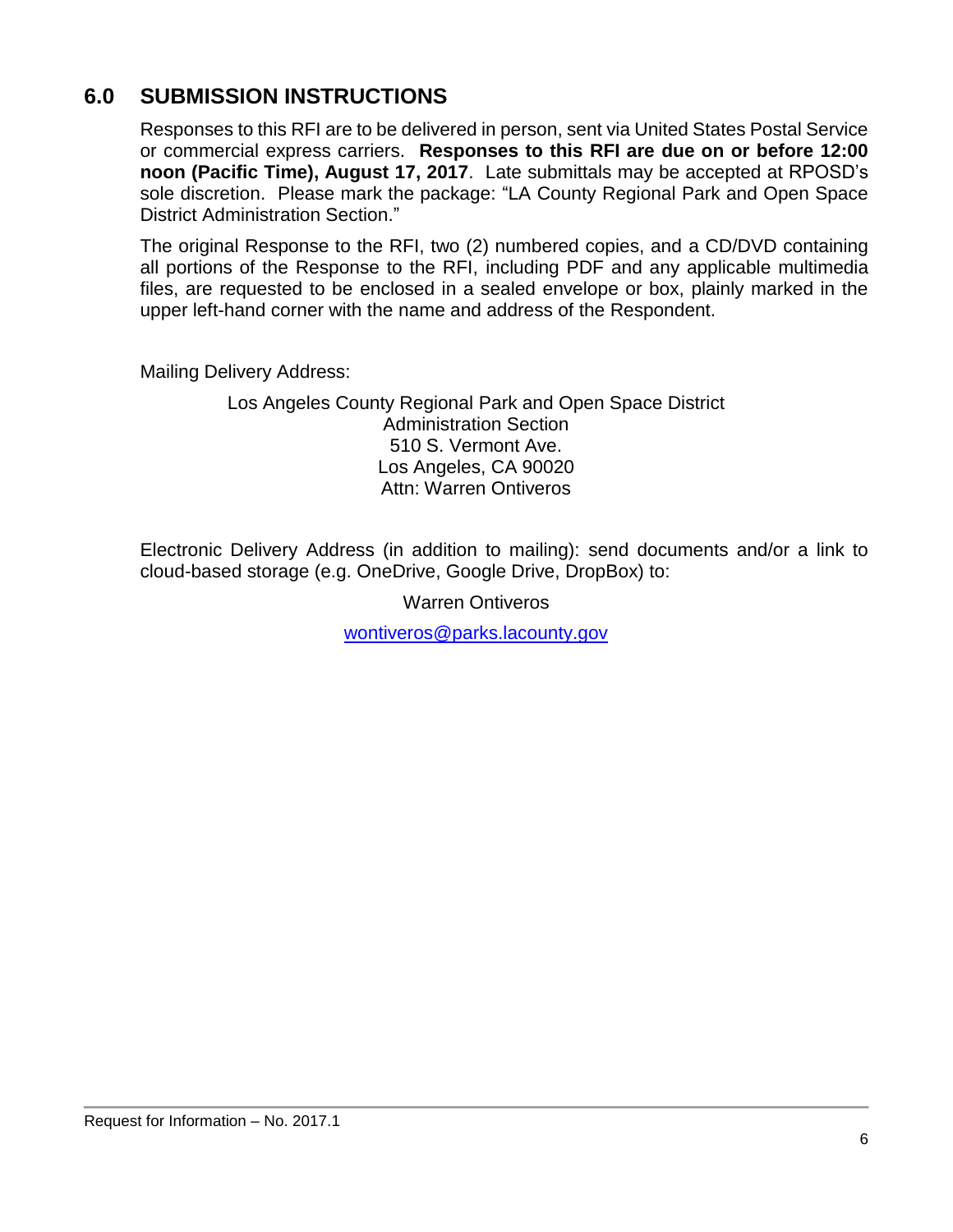## 6.0 SUBMISSION INSTRUCTIONS

Responses to this RFI are to be delivered in person, sent via United States Postal Service or commercial express carriers. **Responses to this RFI are due on or before 12:00 noon (Pacific Time), August 17, 2017**. Late submittals may be accepted at RPOSD's sole discretion. Please mark the package: "LA County Regional Park and Open Space District Administration Section."

The original Response to the RFI, two (2) numbered copies, and a CD/DVD containing all portions of the Response to the RFI, including PDF and any applicable multimedia files, are requested to be enclosed in a sealed envelope or box, plainly marked in the upper left-hand corner with the name and address of the Respondent.

Mailing Delivery Address:

Los Angeles County Regional Park and Open Space District
Administration Section
510 S. Vermont Ave.
Los Angeles, CA 90020
Attn: Warren Ontiveros

Electronic Delivery Address (in addition to mailing): send documents and/or a link to cloud-based storage (e.g. OneDrive, Google Drive, DropBox) to:

Warren Ontiveros

wontiveros@parks.lacounty.gov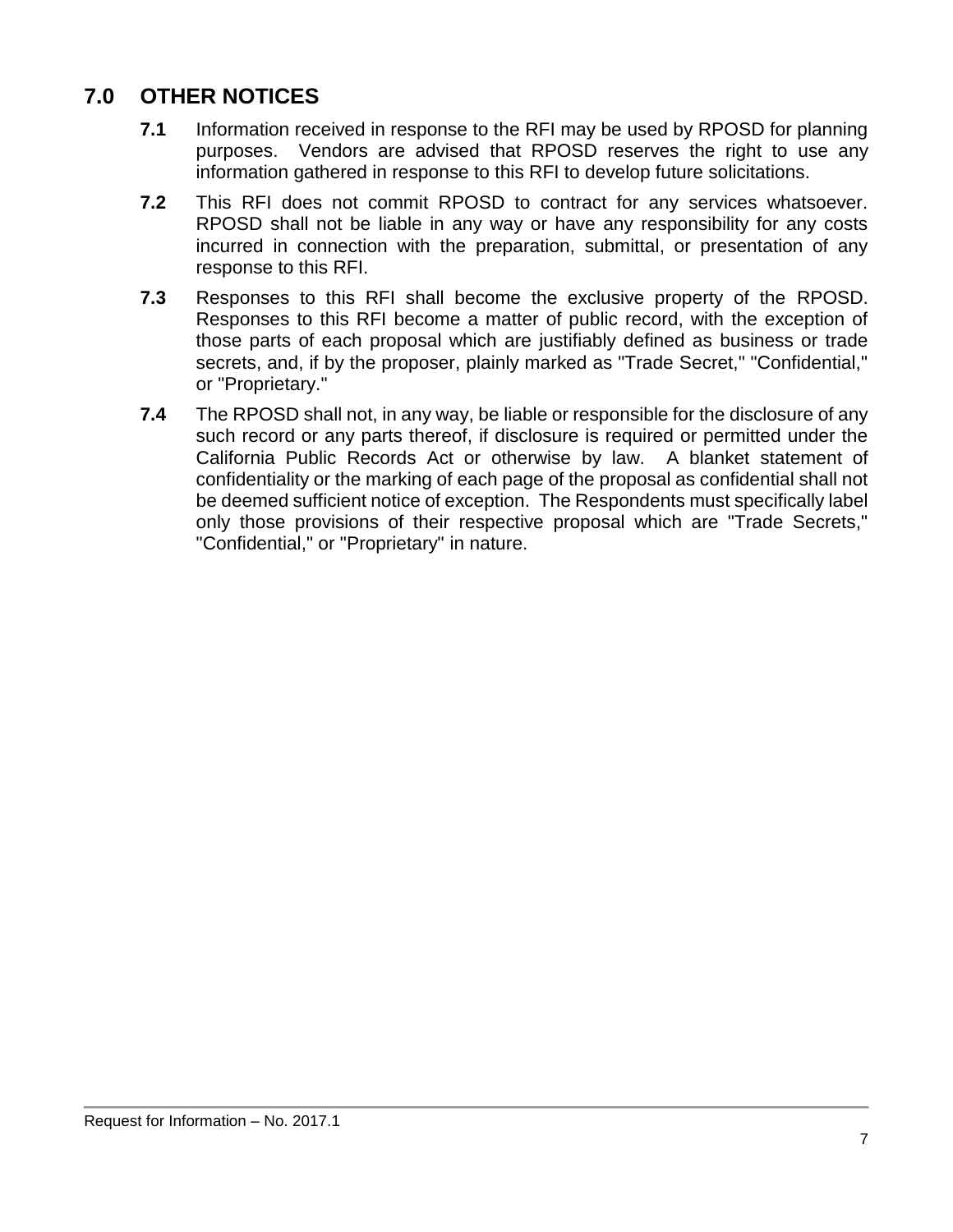## 7.0 OTHER NOTICES

**7.1** Information received in response to the RFI may be used by RPOSD for planning purposes. Vendors are advised that RPOSD reserves the right to use any information gathered in response to this RFI to develop future solicitations.

**7.2** This RFI does not commit RPOSD to contract for any services whatsoever. RPOSD shall not be liable in any way or have any responsibility for any costs incurred in connection with the preparation, submittal, or presentation of any response to this RFI.

**7.3** Responses to this RFI shall become the exclusive property of the RPOSD. Responses to this RFI become a matter of public record, with the exception of those parts of each proposal which are justifiably defined as business or trade secrets, and, if by the proposer, plainly marked as "Trade Secret," "Confidential," or "Proprietary."

**7.4** The RPOSD shall not, in any way, be liable or responsible for the disclosure of any such record or any parts thereof, if disclosure is required or permitted under the California Public Records Act or otherwise by law. A blanket statement of confidentiality or the marking of each page of the proposal as confidential shall not be deemed sufficient notice of exception. The Respondents must specifically label only those provisions of their respective proposal which are "Trade Secrets," "Confidential," or "Proprietary" in nature.